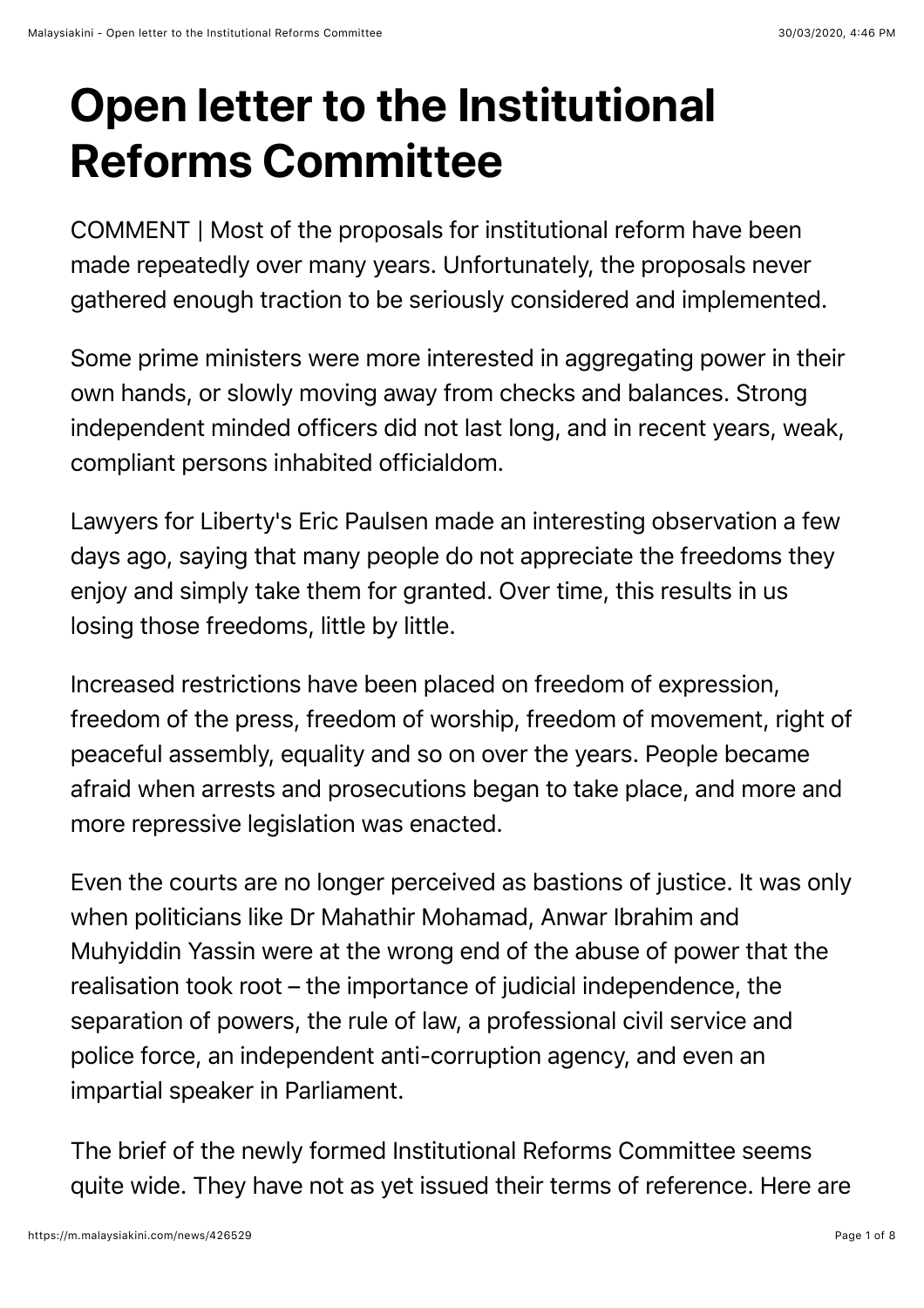# Open letter to the Institutional Reforms Committee

COMMENT | Most of the proposals for institutional reform have been made repeatedly over many years. Unfortunately, the proposals never gathered enough traction to be seriously considered and implemented.

Some prime ministers were more interested in aggregating power in their own hands, or slowly moving away from checks and balances. Strong independent minded officers did not last long, and in recent years, weak, compliant persons inhabited officialdom.

Lawyers for Liberty's Eric Paulsen made an interesting observation a few days ago, saying that many people do not appreciate the freedoms they enjoy and simply take them for granted. Over time, this results in us losing those freedoms, little by little.

Increased restrictions have been placed on freedom of expression, freedom of the press, freedom of worship, freedom of movement, right of peaceful assembly, equality and so on over the years. People became afraid when arrests and prosecutions began to take place, and more and more repressive legislation was enacted.

Even the courts are no longer perceived as bastions of justice. It was only when politicians like Dr Mahathir Mohamad, Anwar Ibrahim and Muhyiddin Yassin were at the wrong end of the abuse of power that the realisation took root – the importance of judicial independence, the separation of powers, the rule of law, a professional civil service and police force, an independent anti-corruption agency, and even an impartial speaker in Parliament.

The brief of the newly formed Institutional Reforms Committee seems quite wide. They have not as yet issued their terms of reference. Here are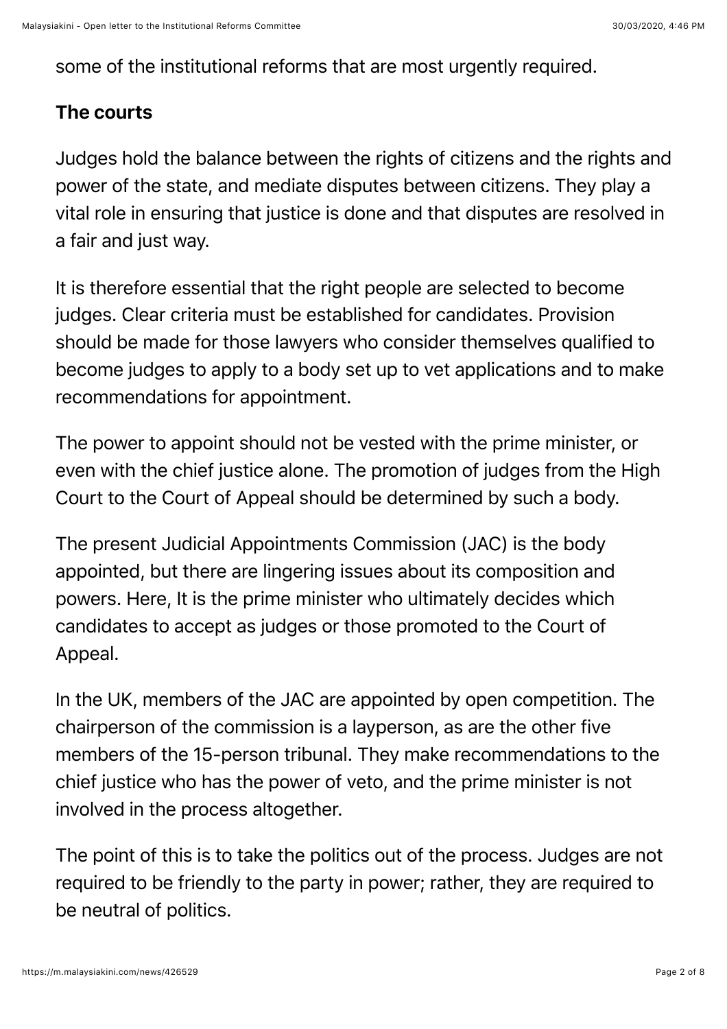some of the institutional reforms that are most urgently required.

**The courts**

Judges hold the balance between the rights of citizens and the rights and power of the state, and mediate disputes between citizens. They play a vital role in ensuring that justice is done and that disputes are resolved in a fair and just way.

It is therefore essential that the right people are selected to become judges. Clear criteria must be established for candidates. Provision should be made for those lawyers who consider themselves qualified to become judges to apply to a body set up to vet applications and to make recommendations for appointment.

The power to appoint should not be vested with the prime minister, or even with the chief justice alone. The promotion of judges from the High Court to the Court of Appeal should be determined by such a body.

The present Judicial Appointments Commission (JAC) is the body appointed, but there are lingering issues about its composition and powers. Here, It is the prime minister who ultimately decides which candidates to accept as judges or those promoted to the Court of Appeal.

In the UK, members of the JAC are appointed by open competition. The chairperson of the commission is a layperson, as are the other five members of the 15-person tribunal. They make recommendations to the chief justice who has the power of veto, and the prime minister is not involved in the process altogether.

The point of this is to take the politics out of the process. Judges are not required to be friendly to the party in power; rather, they are required to be neutral of politics.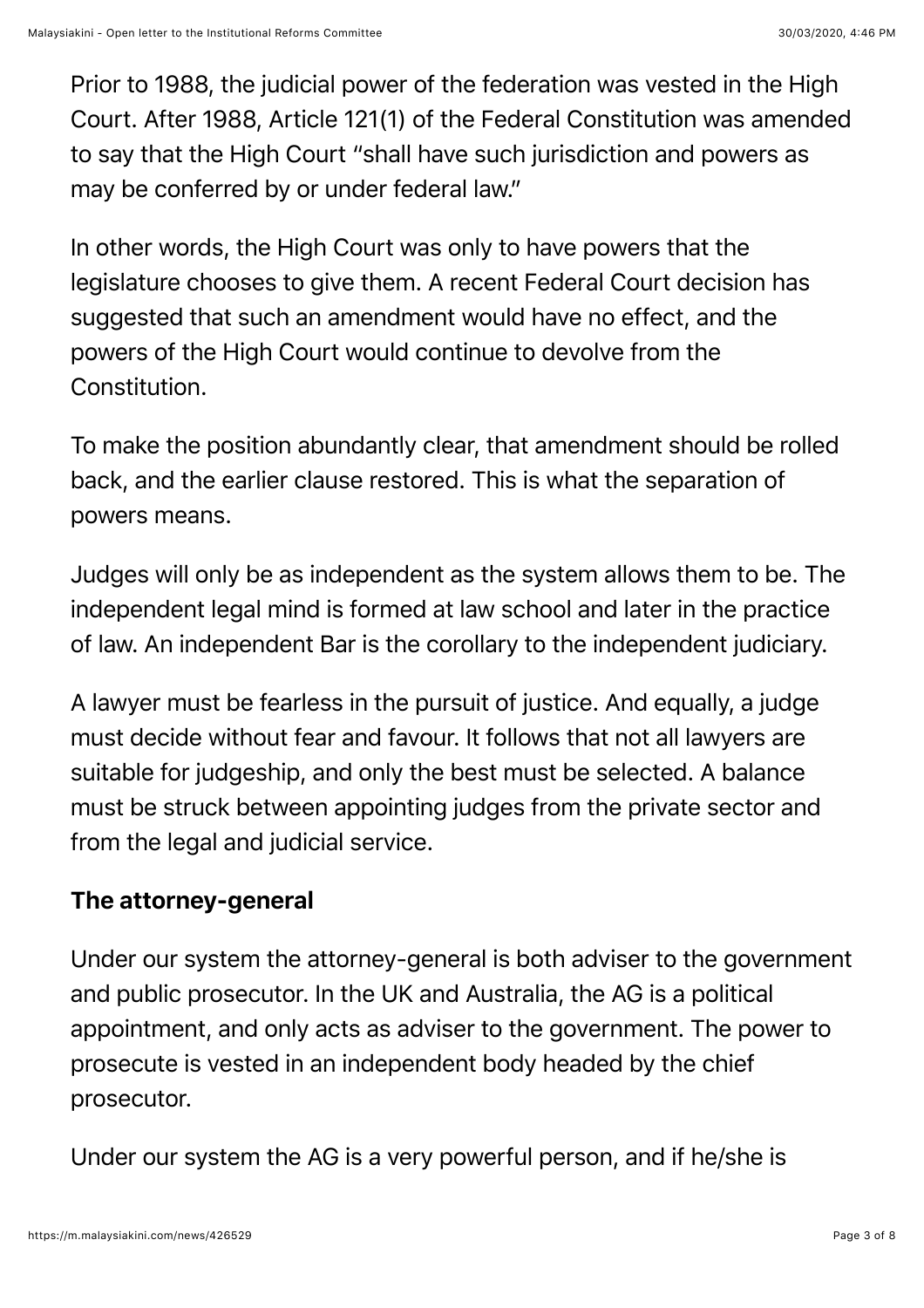Prior to 1988, the judicial power of the federation was vested in the High Court. After 1988, Article 121(1) of the Federal Constitution was amended to say that the High Court "shall have such jurisdiction and powers as may be conferred by or under federal law."

In other words, the High Court was only to have powers that the legislature chooses to give them. A recent Federal Court decision has suggested that such an amendment would have no effect, and the powers of the High Court would continue to devolve from the Constitution.

To make the position abundantly clear, that amendment should be rolled back, and the earlier clause restored. This is what the separation of powers means.

Judges will only be as independent as the system allows them to be. The independent legal mind is formed at law school and later in the practice of law. An independent Bar is the corollary to the independent judiciary.

A lawyer must be fearless in the pursuit of justice. And equally, a judge must decide without fear and favour. It follows that not all lawyers are suitable for judgeship, and only the best must be selected. A balance must be struck between appointing judges from the private sector and from the legal and judicial service.

**The attorney-general**

Under our system the attorney-general is both adviser to the government and public prosecutor. In the UK and Australia, the AG is a political appointment, and only acts as adviser to the government. The power to prosecute is vested in an independent body headed by the chief prosecutor.

Under our system the AG is a very powerful person, and if he/she is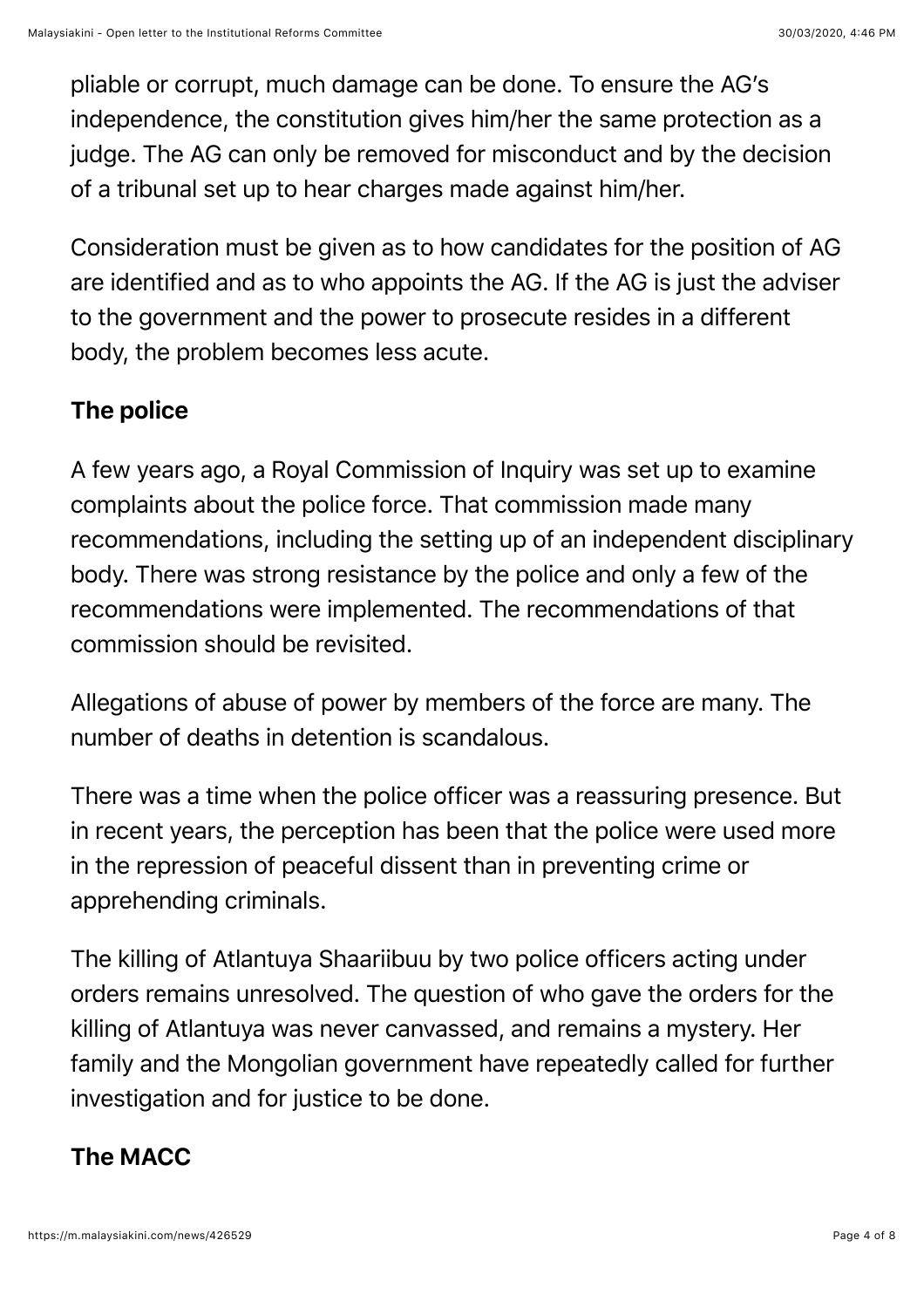pliable or corrupt, much damage can be done. To ensure the AG's independence, the constitution gives him/her the same protection as a judge. The AG can only be removed for misconduct and by the decision of a tribunal set up to hear charges made against him/her.

Consideration must be given as to how candidates for the position of AG are identified and as to who appoints the AG. If the AG is just the adviser to the government and the power to prosecute resides in a different body, the problem becomes less acute.

**The police**

A few years ago, a Royal Commission of Inquiry was set up to examine complaints about the police force. That commission made many recommendations, including the setting up of an independent disciplinary body. There was strong resistance by the police and only a few of the recommendations were implemented. The recommendations of that commission should be revisited.

Allegations of abuse of power by members of the force are many. The number of deaths in detention is scandalous.

There was a time when the police officer was a reassuring presence. But in recent years, the perception has been that the police were used more in the repression of peaceful dissent than in preventing crime or apprehending criminals.

The killing of Atlantuya Shaariibuu by two police officers acting under orders remains unresolved. The question of who gave the orders for the killing of Atlantuya was never canvassed, and remains a mystery. Her family and the Mongolian government have repeatedly called for further investigation and for justice to be done.

**The MACC**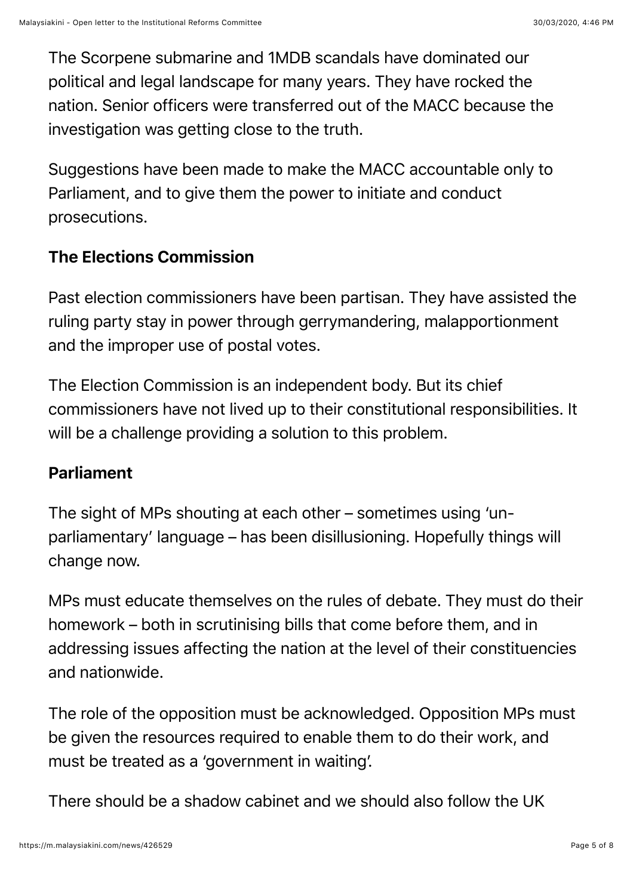The Scorpene submarine and 1MDB scandals have dominated our political and legal landscape for many years. They have rocked the nation. Senior officers were transferred out of the MACC because the investigation was getting close to the truth.

Suggestions have been made to make the MACC accountable only to Parliament, and to give them the power to initiate and conduct prosecutions.

**The Elections Commission**

Past election commissioners have been partisan. They have assisted the ruling party stay in power through gerrymandering, malapportionment and the improper use of postal votes.

The Election Commission is an independent body. But its chief commissioners have not lived up to their constitutional responsibilities. It will be a challenge providing a solution to this problem.

**Parliament**

The sight of MPs shouting at each other – sometimes using 'un-parliamentary' language – has been disillusioning. Hopefully things will change now.

MPs must educate themselves on the rules of debate. They must do their homework – both in scrutinising bills that come before them, and in addressing issues affecting the nation at the level of their constituencies and nationwide.

The role of the opposition must be acknowledged. Opposition MPs must be given the resources required to enable them to do their work, and must be treated as a 'government in waiting'.

There should be a shadow cabinet and we should also follow the UK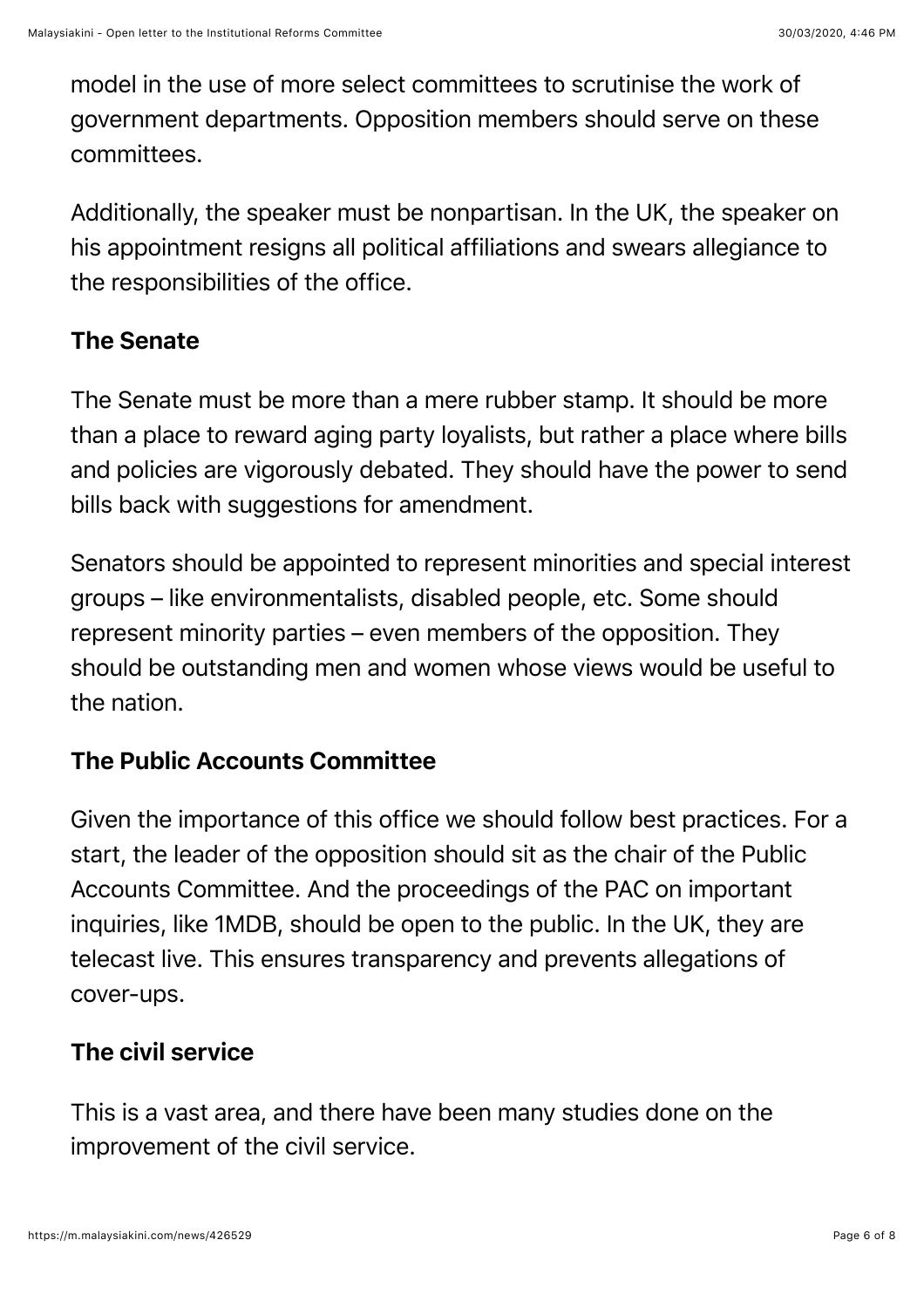model in the use of more select committees to scrutinise the work of government departments. Opposition members should serve on these committees.

Additionally, the speaker must be nonpartisan. In the UK, the speaker on his appointment resigns all political affiliations and swears allegiance to the responsibilities of the office.

### The Senate

The Senate must be more than a mere rubber stamp. It should be more than a place to reward aging party loyalists, but rather a place where bills and policies are vigorously debated. They should have the power to send bills back with suggestions for amendment.

Senators should be appointed to represent minorities and special interest groups – like environmentalists, disabled people, etc. Some should represent minority parties – even members of the opposition. They should be outstanding men and women whose views would be useful to the nation.

### The Public Accounts Committee

Given the importance of this office we should follow best practices. For a start, the leader of the opposition should sit as the chair of the Public Accounts Committee. And the proceedings of the PAC on important inquiries, like 1MDB, should be open to the public. In the UK, they are telecast live. This ensures transparency and prevents allegations of cover-ups.

### The civil service

This is a vast area, and there have been many studies done on the improvement of the civil service.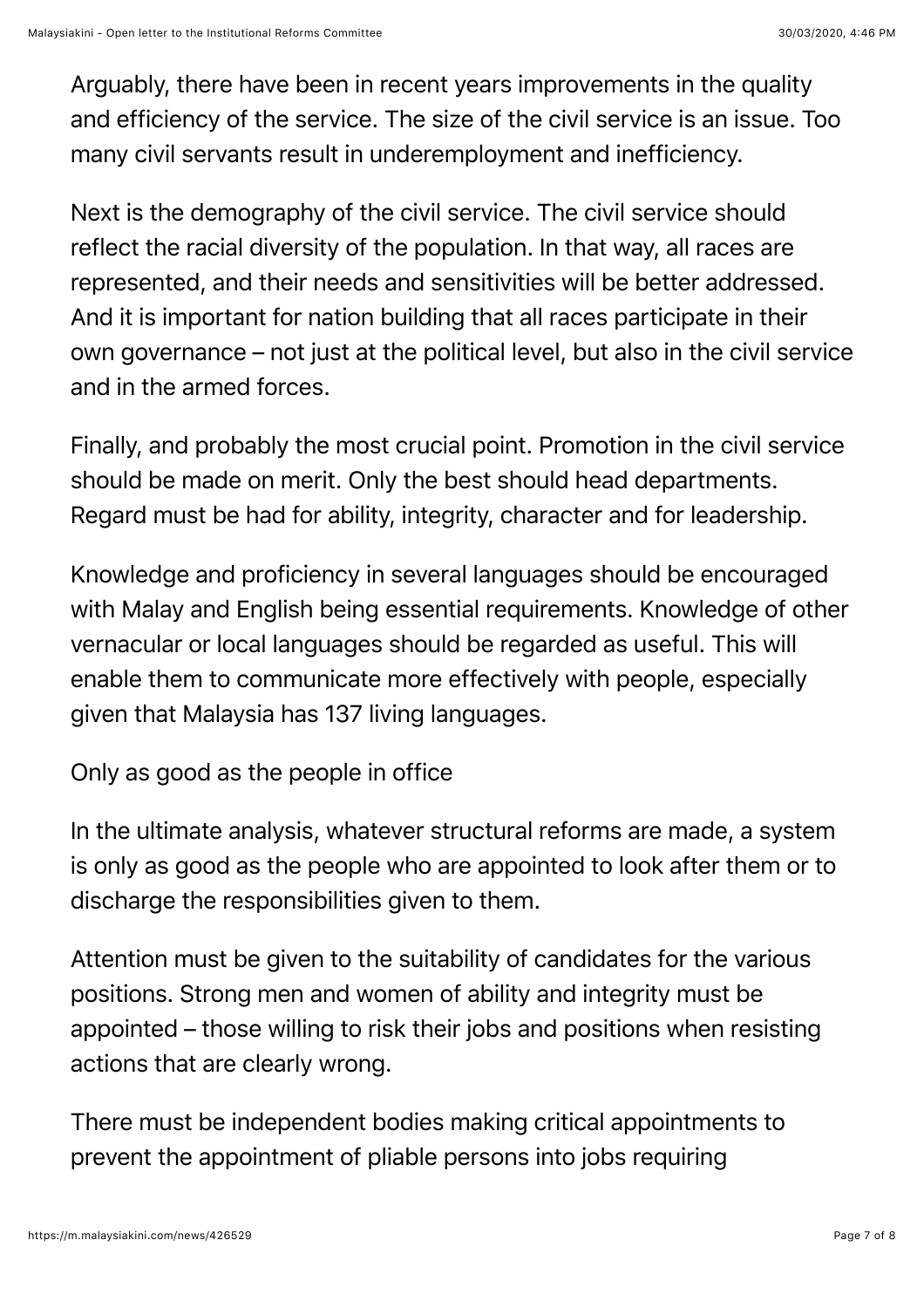Arguably, there have been in recent years improvements in the quality and efficiency of the service. The size of the civil service is an issue. Too many civil servants result in underemployment and inefficiency.

Next is the demography of the civil service. The civil service should reflect the racial diversity of the population. In that way, all races are represented, and their needs and sensitivities will be better addressed. And it is important for nation building that all races participate in their own governance – not just at the political level, but also in the civil service and in the armed forces.

Finally, and probably the most crucial point. Promotion in the civil service should be made on merit. Only the best should head departments. Regard must be had for ability, integrity, character and for leadership.

Knowledge and proficiency in several languages should be encouraged with Malay and English being essential requirements. Knowledge of other vernacular or local languages should be regarded as useful. This will enable them to communicate more effectively with people, especially given that Malaysia has 137 living languages.

## Only as good as the people in office

In the ultimate analysis, whatever structural reforms are made, a system is only as good as the people who are appointed to look after them or to discharge the responsibilities given to them.

Attention must be given to the suitability of candidates for the various positions. Strong men and women of ability and integrity must be appointed – those willing to risk their jobs and positions when resisting actions that are clearly wrong.

There must be independent bodies making critical appointments to prevent the appointment of pliable persons into jobs requiring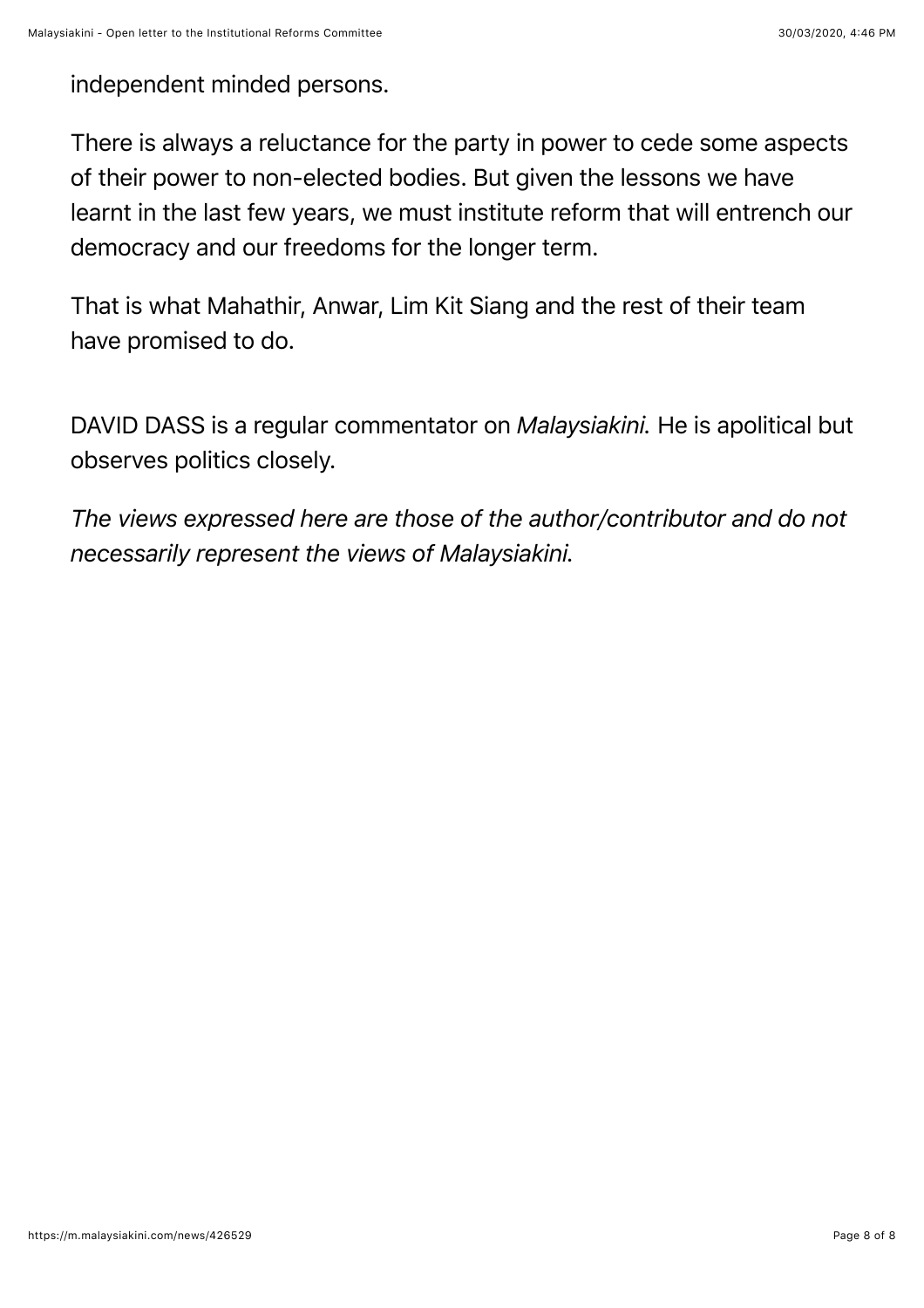independent minded persons.

There is always a reluctance for the party in power to cede some aspects of their power to non-elected bodies. But given the lessons we have learnt in the last few years, we must institute reform that will entrench our democracy and our freedoms for the longer term.

That is what Mahathir, Anwar, Lim Kit Siang and the rest of their team have promised to do.

DAVID DASS is a regular commentator on *Malaysiakini*. He is apolitical but observes politics closely.

*The views expressed here are those of the author/contributor and do not necessarily represent the views of Malaysiakini.*